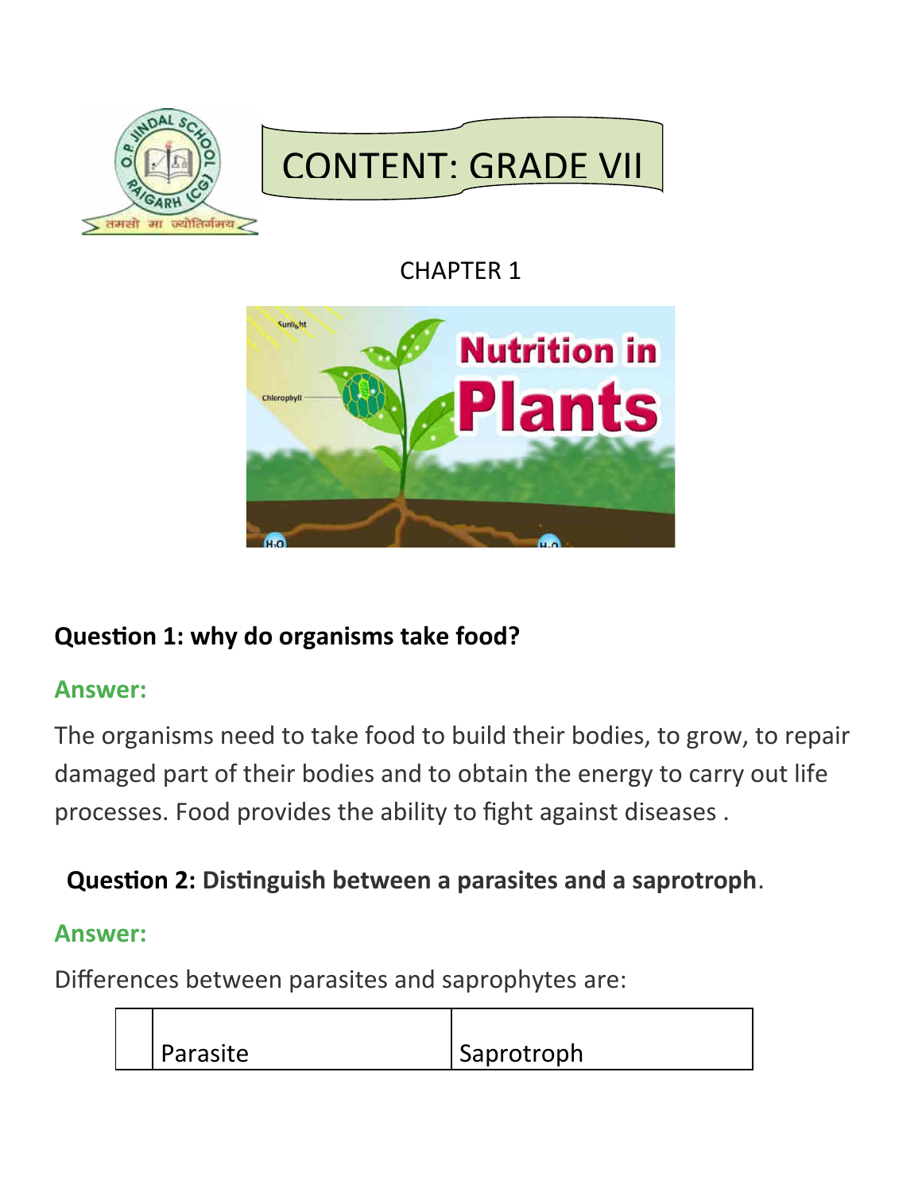# CONTENT: GRADE VII

CHAPTER 1

**Question 1: why do organisms take food?**

**Answer:**

The organisms need to take food to build their bodies, to grow, to repair damaged part of their bodies and to obtain the energy to carry out life processes. Food provides the ability to fight against diseases .

**Question 2: Distinguish between a parasites and a saprotroph**.

**Answer:**

Differences between parasites and saprophytes are:

| | Parasite | Saprotroph |
|---|---|---|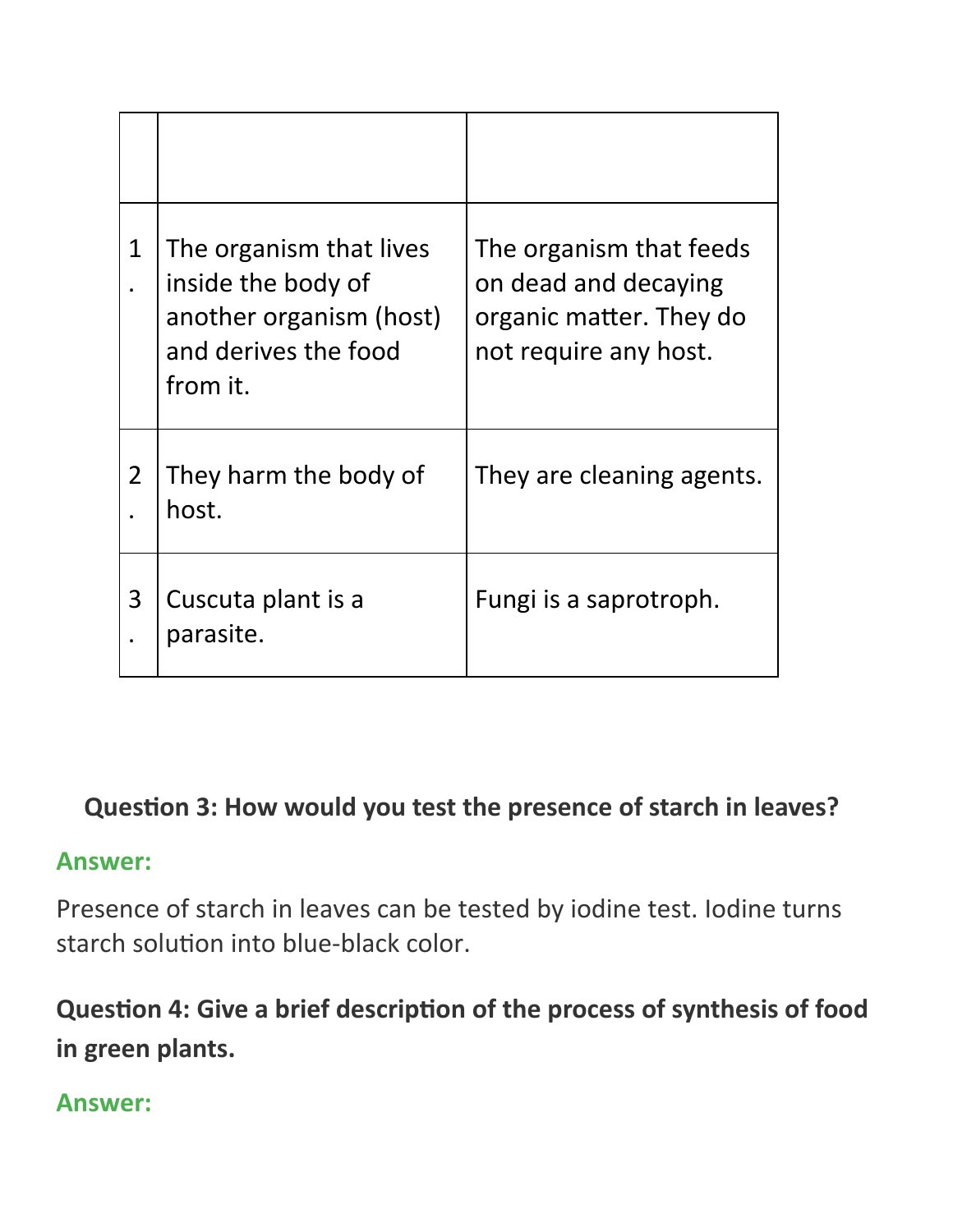| | | |
|---|---|---|
| | | |
| 1. | The organism that lives inside the body of another organism (host) and derives the food from it. | The organism that feeds on dead and decaying organic matter. They do not require any host. |
| 2. | They harm the body of host. | They are cleaning agents. |
| 3. | Cuscuta plant is a parasite. | Fungi is a saprotroph. |

**Question 3: How would you test the presence of starch in leaves?**

**Answer:**

Presence of starch in leaves can be tested by iodine test. Iodine turns starch solution into blue-black color.

**Question 4: Give a brief description of the process of synthesis of food in green plants.**

**Answer:**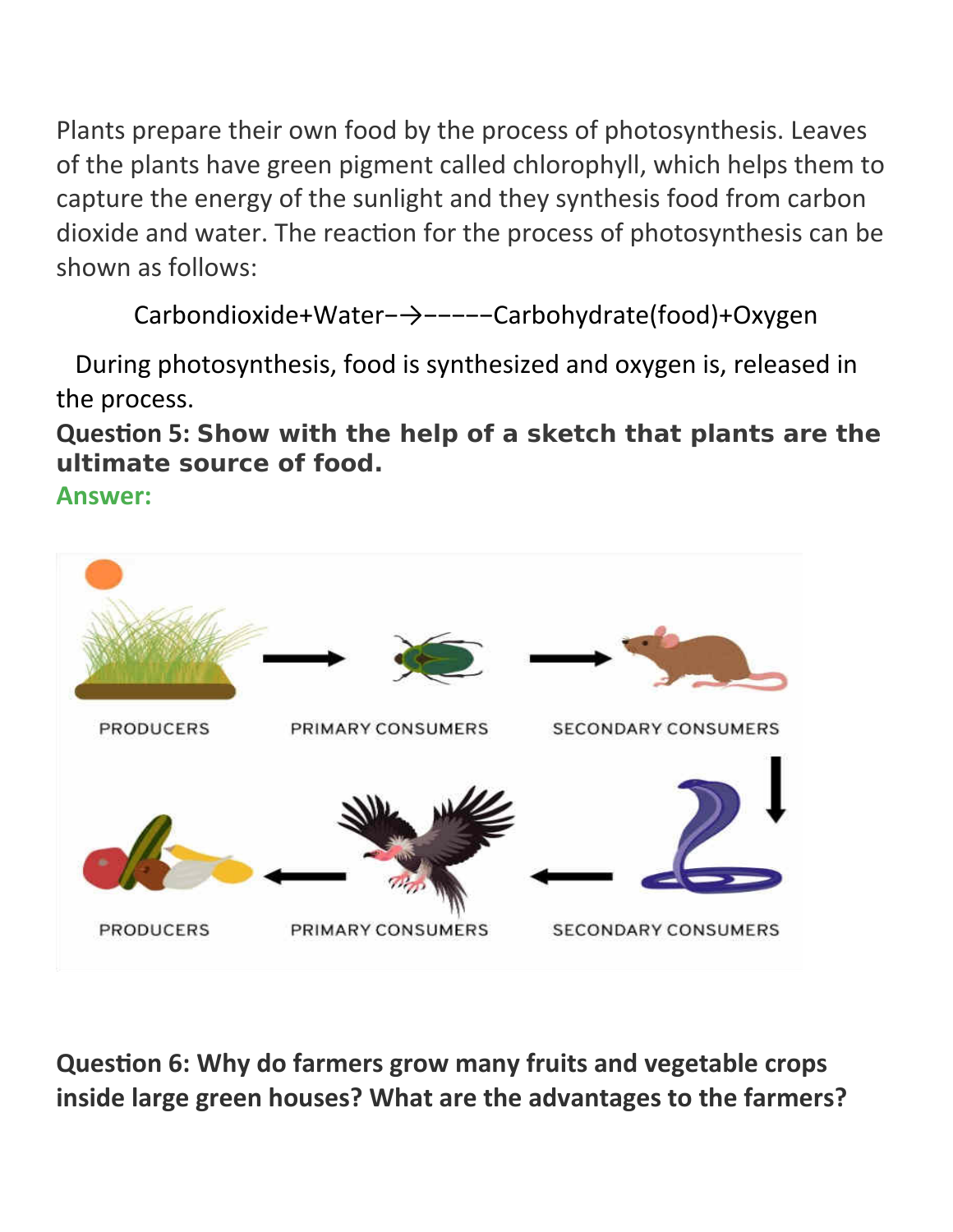Plants prepare their own food by the process of photosynthesis. Leaves of the plants have green pigment called chlorophyll, which helps them to capture the energy of the sunlight and they synthesis food from carbon dioxide and water. The reaction for the process of photosynthesis can be shown as follows:

Carbondioxide+Water−→−−−−−Carbohydrate(food)+Oxygen

During photosynthesis, food is synthesized and oxygen is, released in the process.

**Question 5: Show with the help of a sketch that plants are the ultimate source of food.**

**Answer:**

PRODUCERS

PRIMARY CONSUMERS

SECONDARY CONSUMERS

PRODUCERS

PRIMARY CONSUMERS

SECONDARY CONSUMERS

**Question 6: Why do farmers grow many fruits and vegetable crops inside large green houses? What are the advantages to the farmers?**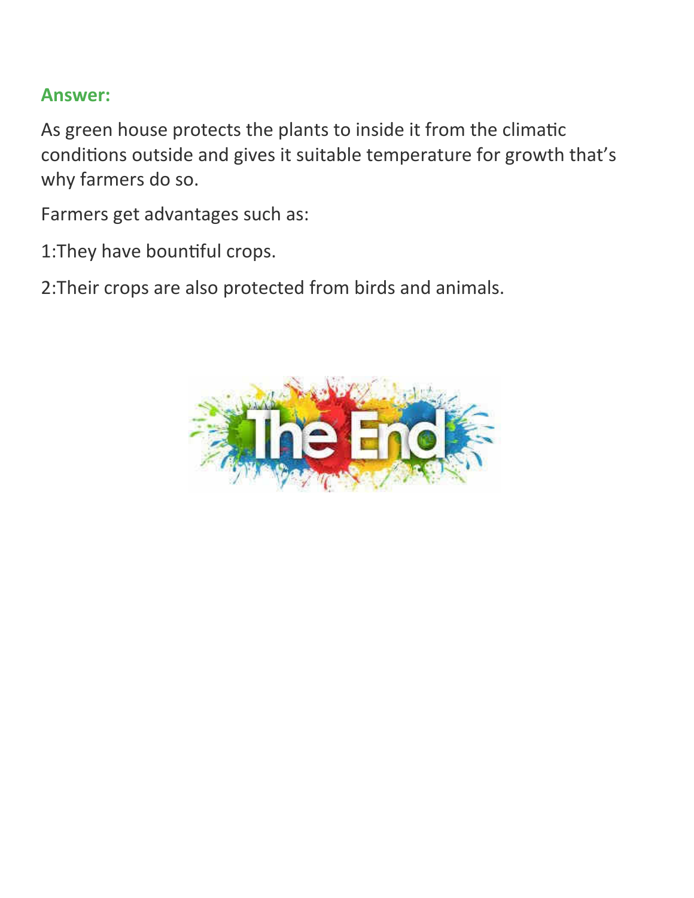**Answer:**

As green house protects the plants to inside it from the climatic conditions outside and gives it suitable temperature for growth that's why farmers do so.

Farmers get advantages such as:

1:They have bountiful crops.

2:Their crops are also protected from birds and animals.

The End